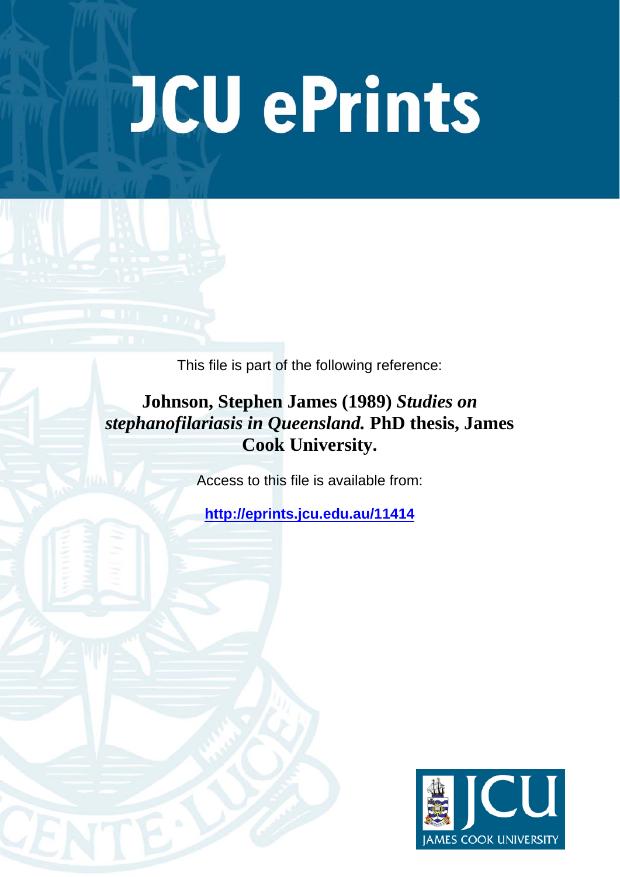# JCU ePrints

This file is part of the following reference:

**Johnson, Stephen James (1989)** ***Studies on stephanofilariasis in Queensland.*** **PhD thesis, James Cook University.**

Access to this file is available from:

**http://eprints.jcu.edu.au/11414**

JAMES COOK UNIVERSITY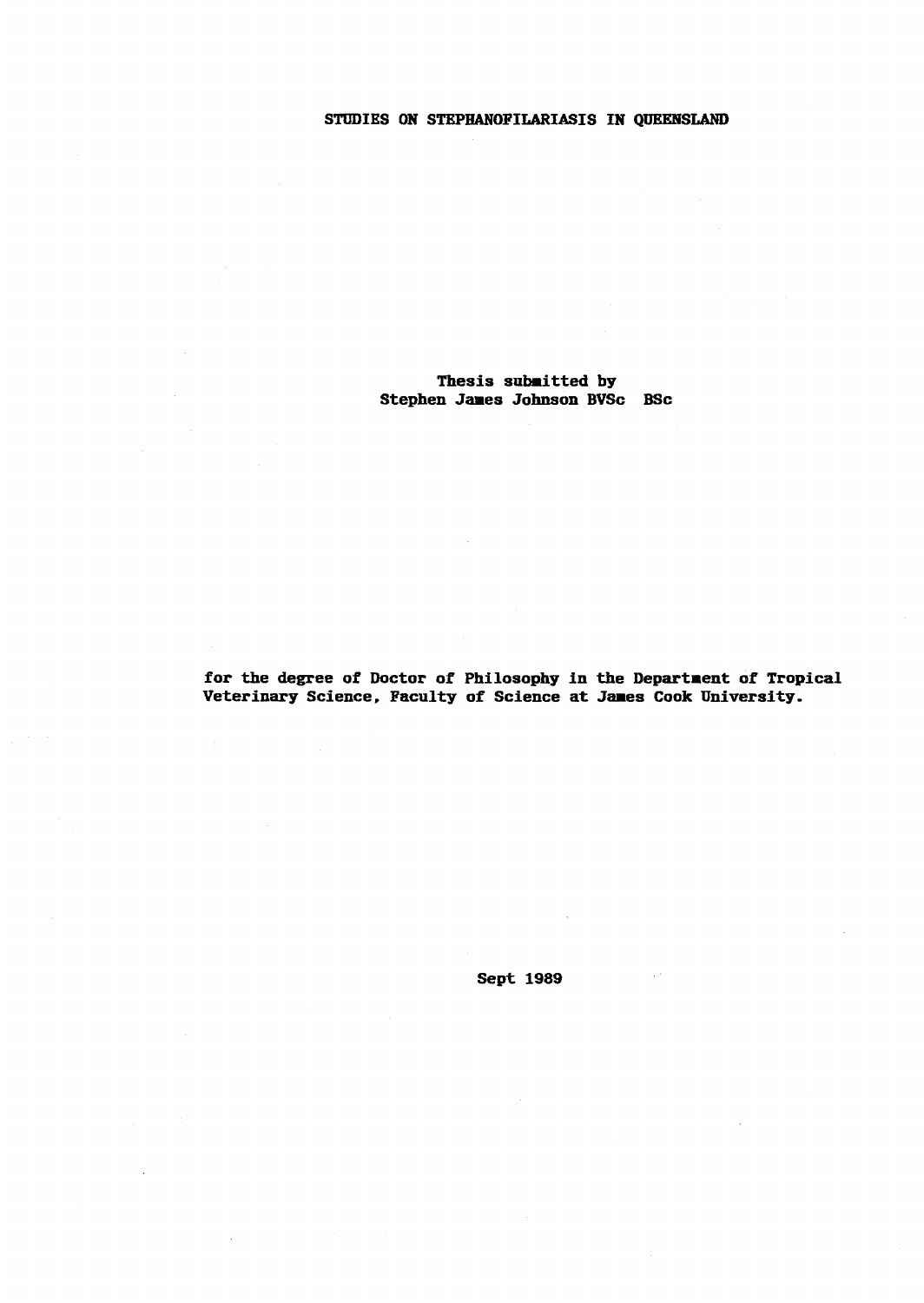# STUDIES ON STEPHANOFILARIASIS IN QUEENSLAND

Thesis submitted by
Stephen James Johnson BVSc BSc

for the degree of Doctor of Philosophy in the Department of Tropical Veterinary Science, Faculty of Science at James Cook University.

Sept 1989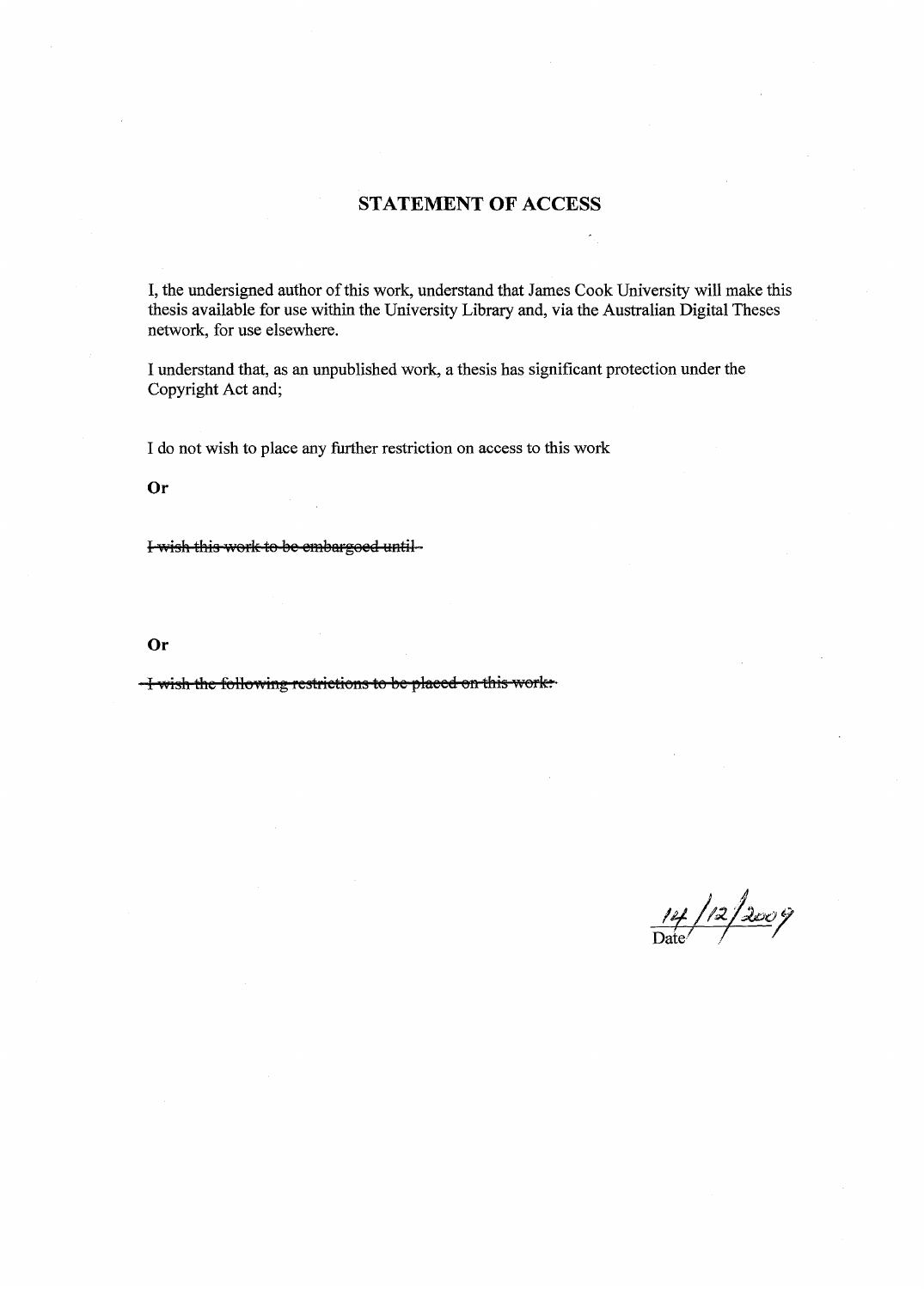# STATEMENT OF ACCESS

I, the undersigned author of this work, understand that James Cook University will make this thesis available for use within the University Library and, via the Australian Digital Theses network, for use elsewhere.

I understand that, as an unpublished work, a thesis has significant protection under the Copyright Act and;

I do not wish to place any further restriction on access to this work

**Or**

~~I wish this work to be embargoed until~~

**Or**

~~I wish the following restrictions to be placed on this work:~~

14/12/2009
Date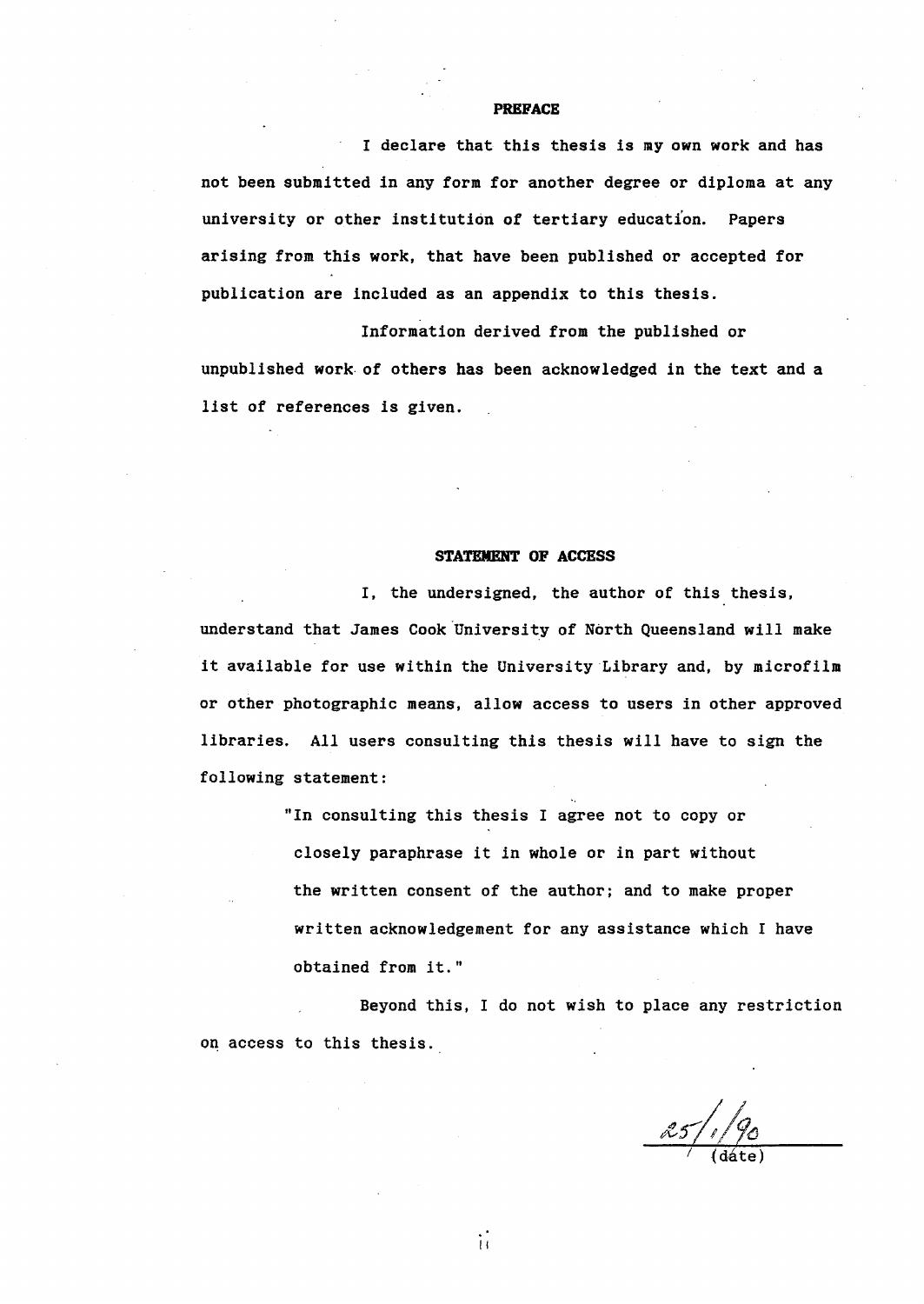# PREFACE

I declare that this thesis is my own work and has not been submitted in any form for another degree or diploma at any university or other institution of tertiary education. Papers arising from this work, that have been published or accepted for publication are included as an appendix to this thesis.

Information derived from the published or unpublished work of others has been acknowledged in the text and a list of references is given.

# STATEMENT OF ACCESS

I, the undersigned, the author of this thesis, understand that James Cook University of North Queensland will make it available for use within the University Library and, by microfilm or other photographic means, allow access to users in other approved libraries. All users consulting this thesis will have to sign the following statement:

> "In consulting this thesis I agree not to copy or closely paraphrase it in whole or in part without the written consent of the author; and to make proper written acknowledgement for any assistance which I have obtained from it."

Beyond this, I do not wish to place any restriction on access to this thesis.

25/1/90
(date)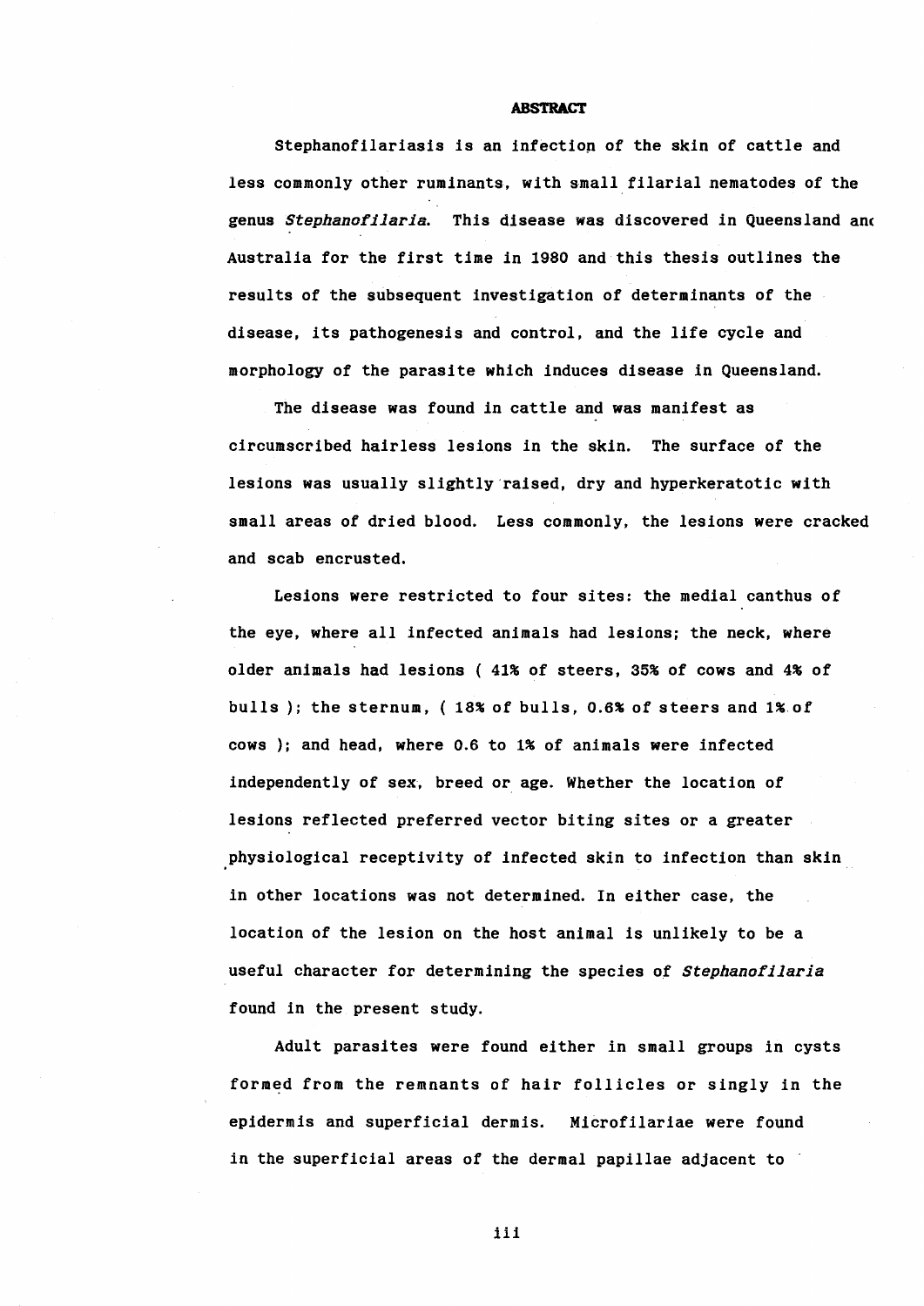**ABSTRACT**

Stephanofilariasis is an infection of the skin of cattle and less commonly other ruminants, with small filarial nematodes of the genus *Stephanofilaria*. This disease was discovered in Queensland and Australia for the first time in 1980 and this thesis outlines the results of the subsequent investigation of determinants of the disease, its pathogenesis and control, and the life cycle and morphology of the parasite which induces disease in Queensland.

The disease was found in cattle and was manifest as circumscribed hairless lesions in the skin. The surface of the lesions was usually slightly raised, dry and hyperkeratotic with small areas of dried blood. Less commonly, the lesions were cracked and scab encrusted.

Lesions were restricted to four sites: the medial canthus of the eye, where all infected animals had lesions; the neck, where older animals had lesions ( 41% of steers, 35% of cows and 4% of bulls ); the sternum, ( 18% of bulls, 0.6% of steers and 1% of cows ); and head, where 0.6 to 1% of animals were infected independently of sex, breed or age. Whether the location of lesions reflected preferred vector biting sites or a greater physiological receptivity of infected skin to infection than skin in other locations was not determined. In either case, the location of the lesion on the host animal is unlikely to be a useful character for determining the species of *Stephanofilaria* found in the present study.

Adult parasites were found either in small groups in cysts formed from the remnants of hair follicles or singly in the epidermis and superficial dermis. Microfilariae were found in the superficial areas of the dermal papillae adjacent to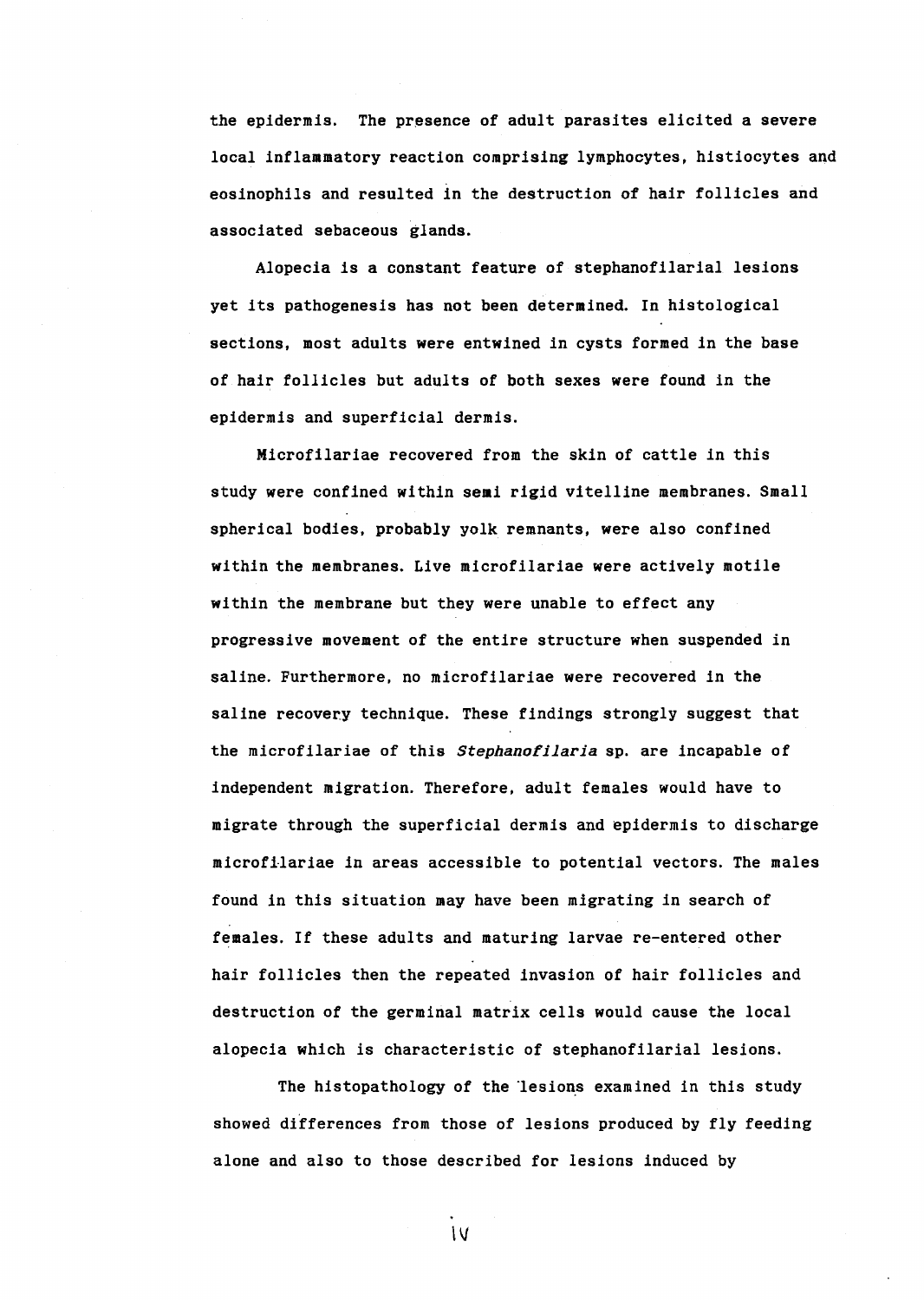the epidermis. The presence of adult parasites elicited a severe local inflammatory reaction comprising lymphocytes, histiocytes and eosinophils and resulted in the destruction of hair follicles and associated sebaceous glands.

Alopecia is a constant feature of stephanofilarial lesions yet its pathogenesis has not been determined. In histological sections, most adults were entwined in cysts formed in the base of hair follicles but adults of both sexes were found in the epidermis and superficial dermis.

Microfilariae recovered from the skin of cattle in this study were confined within semi rigid vitelline membranes. Small spherical bodies, probably yolk remnants, were also confined within the membranes. Live microfilariae were actively motile within the membrane but they were unable to effect any progressive movement of the entire structure when suspended in saline. Furthermore, no microfilariae were recovered in the saline recovery technique. These findings strongly suggest that the microfilariae of this *Stephanofilaria* sp. are incapable of independent migration. Therefore, adult females would have to migrate through the superficial dermis and epidermis to discharge microfilariae in areas accessible to potential vectors. The males found in this situation may have been migrating in search of females. If these adults and maturing larvae re-entered other hair follicles then the repeated invasion of hair follicles and destruction of the germinal matrix cells would cause the local alopecia which is characteristic of stephanofilarial lesions.

The histopathology of the lesions examined in this study showed differences from those of lesions produced by fly feeding alone and also to those described for lesions induced by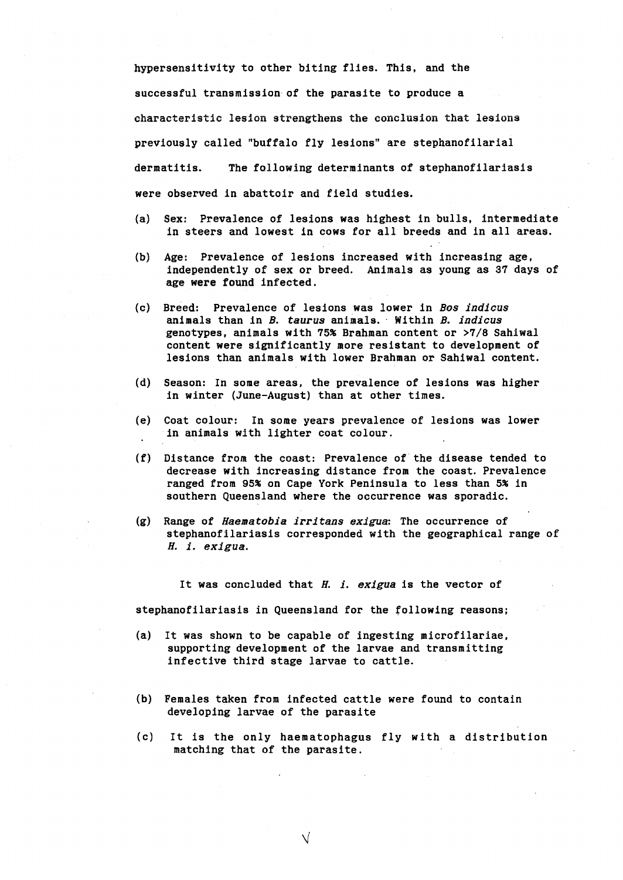hypersensitivity to other biting flies. This, and the successful transmission of the parasite to produce a characteristic lesion strengthens the conclusion that lesions previously called "buffalo fly lesions" are stephanofilarial dermatitis. The following determinants of stephanofilariasis were observed in abattoir and field studies.

(a) Sex: Prevalence of lesions was highest in bulls, intermediate in steers and lowest in cows for all breeds and in all areas.

(b) Age: Prevalence of lesions increased with increasing age, independently of sex or breed. Animals as young as 37 days of age were found infected.

(c) Breed: Prevalence of lesions was lower in *Bos indicus* animals than in *B. taurus* animals. Within *B. indicus* genotypes, animals with 75% Brahman content or >7/8 Sahiwal content were significantly more resistant to development of lesions than animals with lower Brahman or Sahiwal content.

(d) Season: In some areas, the prevalence of lesions was higher in winter (June-August) than at other times.

(e) Coat colour: In some years prevalence of lesions was lower in animals with lighter coat colour.

(f) Distance from the coast: Prevalence of the disease tended to decrease with increasing distance from the coast. Prevalence ranged from 95% on Cape York Peninsula to less than 5% in southern Queensland where the occurrence was sporadic.

(g) Range of *Haematobia irritans exigua*: The occurrence of stephanofilariasis corresponded with the geographical range of *H. i. exigua*.

It was concluded that *H. i. exigua* is the vector of stephanofilariasis in Queensland for the following reasons;

(a) It was shown to be capable of ingesting microfilariae, supporting development of the larvae and transmitting infective third stage larvae to cattle.

(b) Females taken from infected cattle were found to contain developing larvae of the parasite

(c) It is the only haematophagus fly with a distribution matching that of the parasite.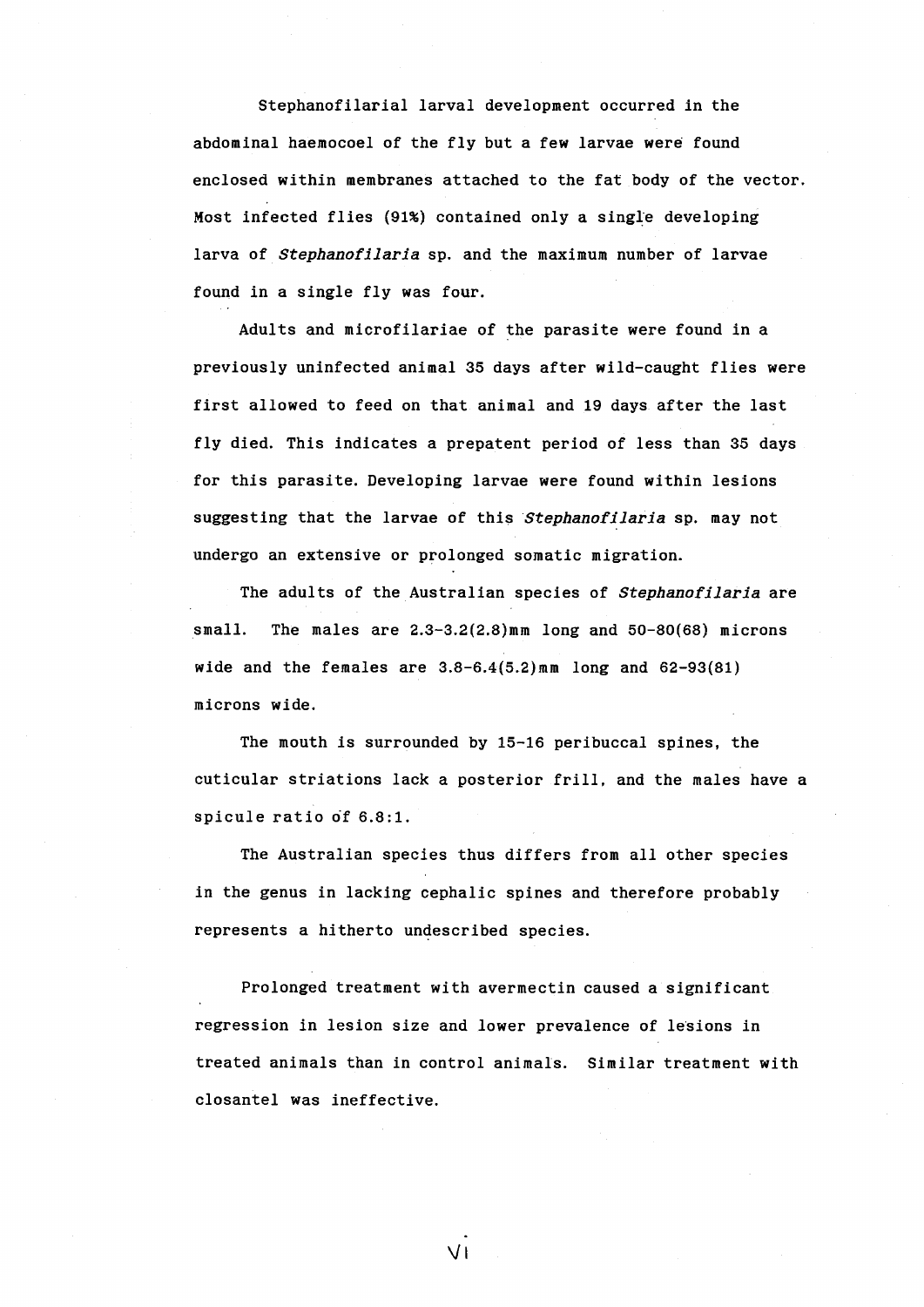Stephanofilarial larval development occurred in the abdominal haemocoel of the fly but a few larvae were found enclosed within membranes attached to the fat body of the vector. Most infected flies (91%) contained only a single developing larva of *Stephanofilaria* sp. and the maximum number of larvae found in a single fly was four.

Adults and microfilariae of the parasite were found in a previously uninfected animal 35 days after wild-caught flies were first allowed to feed on that animal and 19 days after the last fly died. This indicates a prepatent period of less than 35 days for this parasite. Developing larvae were found within lesions suggesting that the larvae of this *Stephanofilaria* sp. may not undergo an extensive or prolonged somatic migration.

The adults of the Australian species of *Stephanofilaria* are small. The males are 2.3-3.2(2.8)mm long and 50-80(68) microns wide and the females are 3.8-6.4(5.2)mm long and 62-93(81) microns wide.

The mouth is surrounded by 15-16 peribuccal spines, the cuticular striations lack a posterior frill, and the males have a spicule ratio of 6.8:1.

The Australian species thus differs from all other species in the genus in lacking cephalic spines and therefore probably represents a hitherto undescribed species.

Prolonged treatment with avermectin caused a significant regression in lesion size and lower prevalence of lesions in treated animals than in control animals. Similar treatment with closantel was ineffective.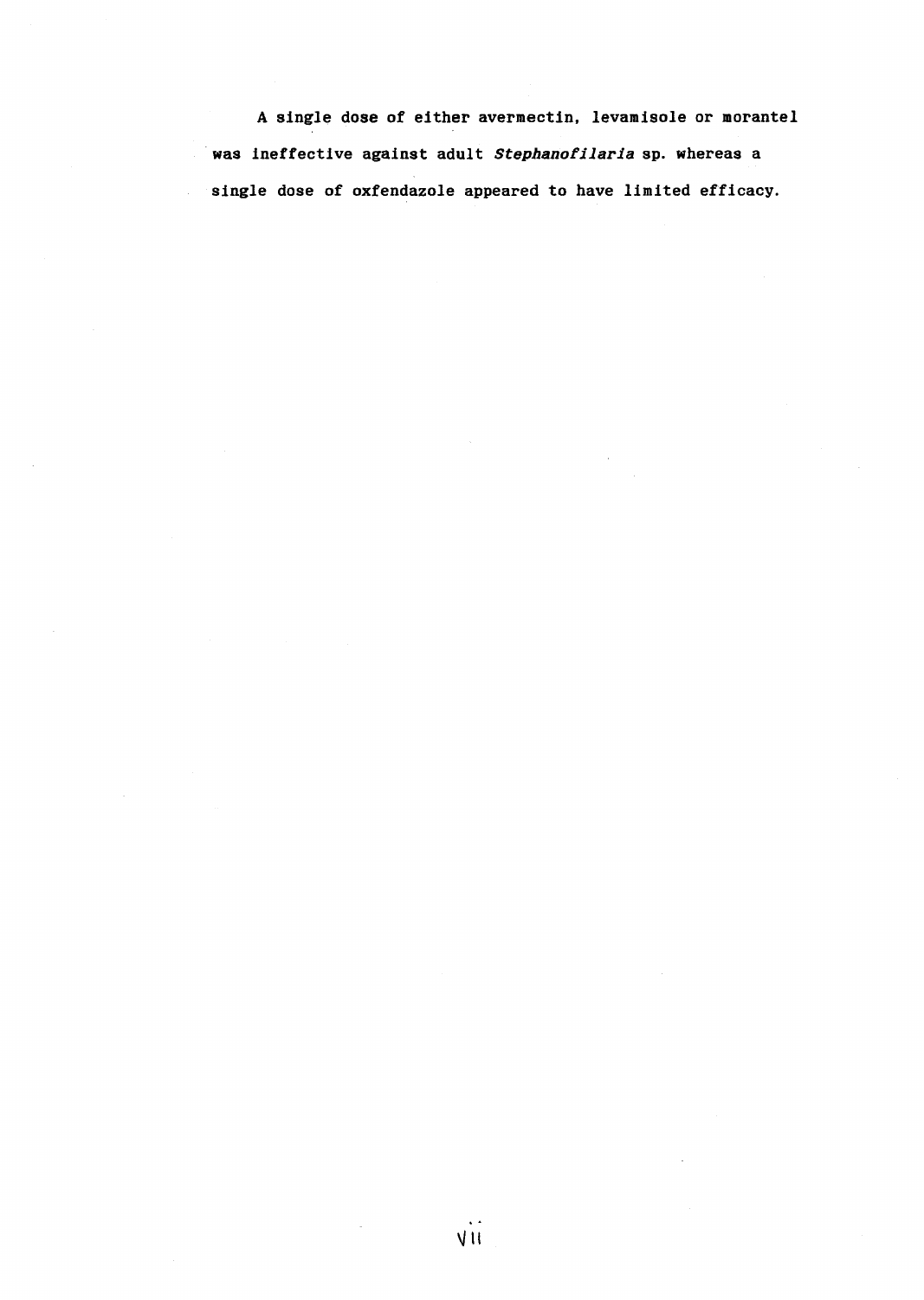A single dose of either avermectin, levamisole or morantel was ineffective against adult *Stephanofilaria* sp. whereas a single dose of oxfendazole appeared to have limited efficacy.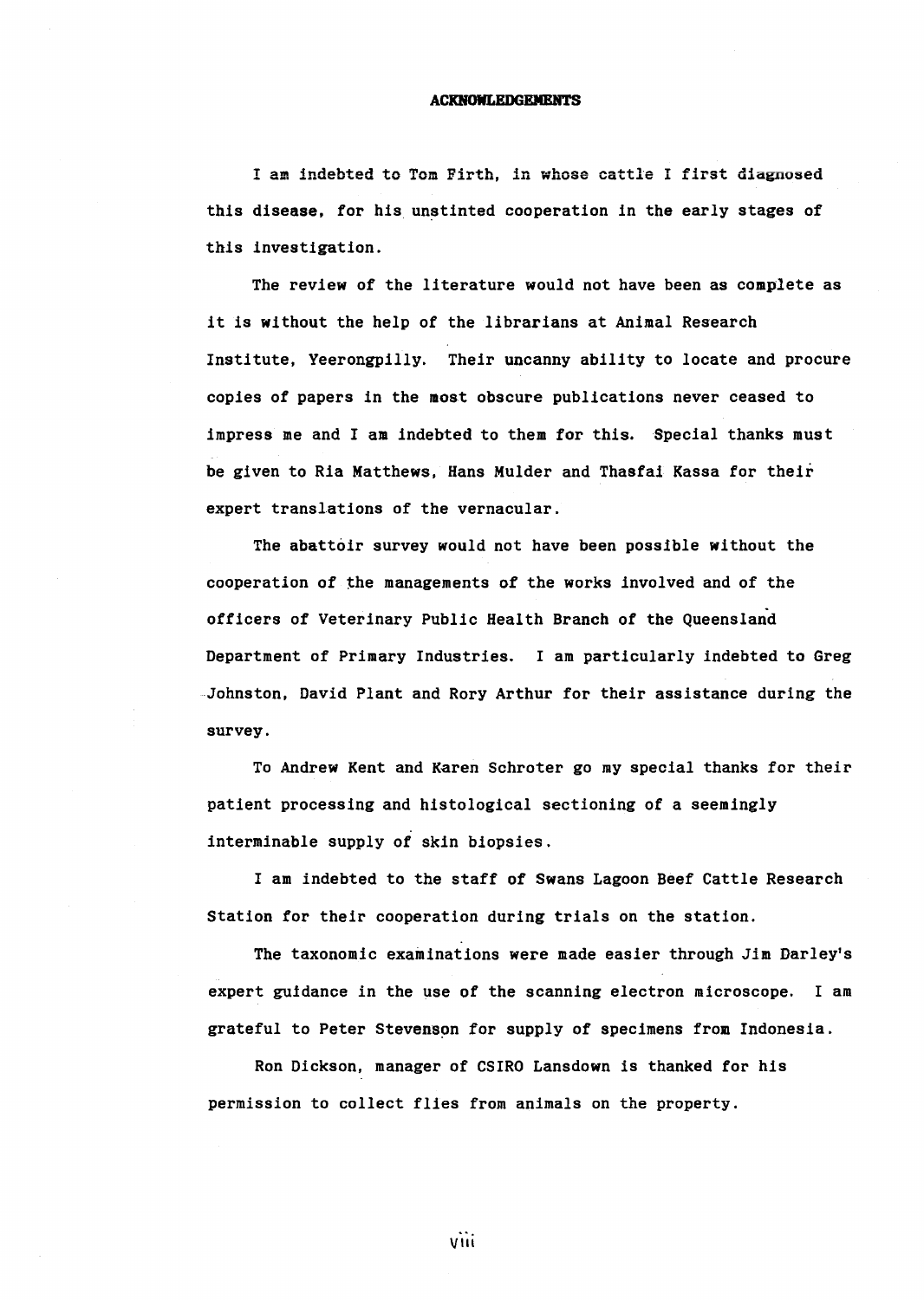# ACKNOWLEDGEMENTS

I am indebted to Tom Firth, in whose cattle I first diagnosed this disease, for his unstinted cooperation in the early stages of this investigation.

The review of the literature would not have been as complete as it is without the help of the librarians at Animal Research Institute, Yeerongpilly. Their uncanny ability to locate and procure copies of papers in the most obscure publications never ceased to impress me and I am indebted to them for this. Special thanks must be given to Ria Matthews, Hans Mulder and Thasfai Kassa for their expert translations of the vernacular.

The abattoir survey would not have been possible without the cooperation of the managements of the works involved and of the officers of Veterinary Public Health Branch of the Queensland Department of Primary Industries. I am particularly indebted to Greg Johnston, David Plant and Rory Arthur for their assistance during the survey.

To Andrew Kent and Karen Schroter go my special thanks for their patient processing and histological sectioning of a seemingly interminable supply of skin biopsies.

I am indebted to the staff of Swans Lagoon Beef Cattle Research Station for their cooperation during trials on the station.

The taxonomic examinations were made easier through Jim Darley's expert guidance in the use of the scanning electron microscope. I am grateful to Peter Stevenson for supply of specimens from Indonesia.

Ron Dickson, manager of CSIRO Lansdown is thanked for his permission to collect flies from animals on the property.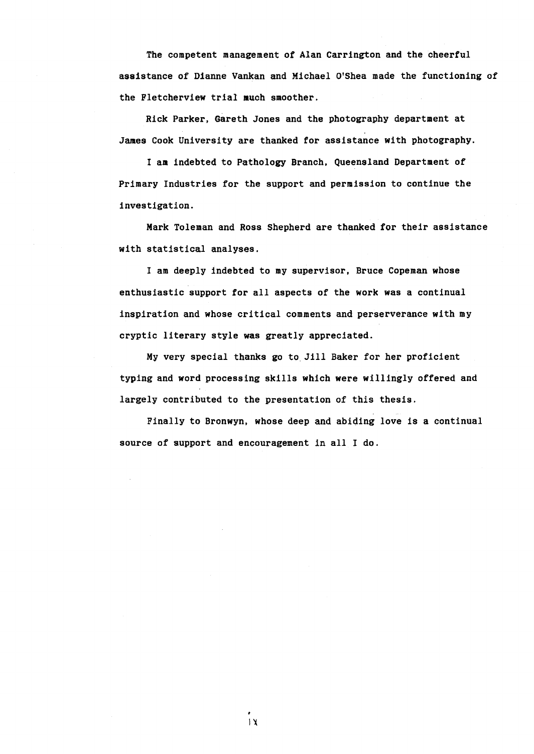The competent management of Alan Carrington and the cheerful assistance of Dianne Vankan and Michael O'Shea made the functioning of the Fletcherview trial much smoother.

Rick Parker, Gareth Jones and the photography department at James Cook University are thanked for assistance with photography.

I am indebted to Pathology Branch, Queensland Department of Primary Industries for the support and permission to continue the investigation.

Mark Toleman and Ross Shepherd are thanked for their assistance with statistical analyses.

I am deeply indebted to my supervisor, Bruce Copeman whose enthusiastic support for all aspects of the work was a continual inspiration and whose critical comments and perserverance with my cryptic literary style was greatly appreciated.

My very special thanks go to Jill Baker for her proficient typing and word processing skills which were willingly offered and largely contributed to the presentation of this thesis.

Finally to Bronwyn, whose deep and abiding love is a continual source of support and encouragement in all I do.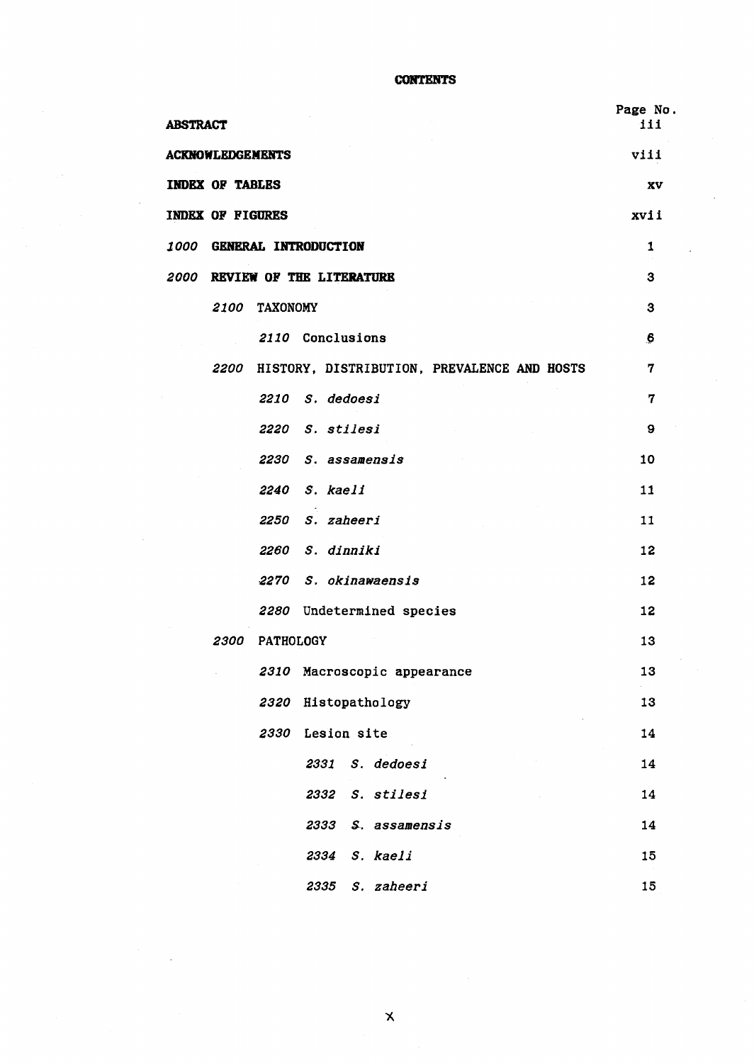# CONTENTS

| | Page No. |
|---|---|
| **ABSTRACT** | iii |
| **ACKNOWLEDGEMENTS** | viii |
| **INDEX OF TABLES** | xv |
| **INDEX OF FIGURES** | xvii |
| *1000* **GENERAL INTRODUCTION** | 1 |
| *2000* **REVIEW OF THE LITERATURE** | 3 |
| *2100* TAXONOMY | 3 |
| *2110* Conclusions | 6 |
| *2200* HISTORY, DISTRIBUTION, PREVALENCE AND HOSTS | 7 |
| *2210* *S. dedoesi* | 7 |
| *2220* *S. stilesi* | 9 |
| *2230* *S. assamensis* | 10 |
| *2240* *S. kaeli* | 11 |
| *2250* *S. zaheeri* | 11 |
| *2260* *S. dinniki* | 12 |
| *2270* *S. okinawaensis* | 12 |
| *2280* Undetermined species | 12 |
| *2300* PATHOLOGY | 13 |
| *2310* Macroscopic appearance | 13 |
| *2320* Histopathology | 13 |
| *2330* Lesion site | 14 |
| *2331* *S. dedoesi* | 14 |
| *2332* *S. stilesi* | 14 |
| *2333* *S. assamensis* | 14 |
| *2334* *S. kaeli* | 15 |
| *2335* *S. zaheeri* | 15 |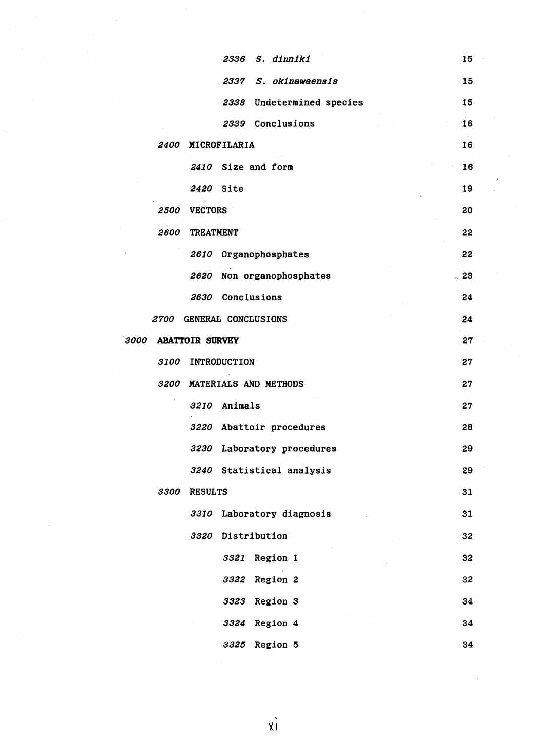2336 *S. dinniki* 15

2337 *S. okinawaensis* 15

2338 Undetermined species 15

2339 Conclusions 16

2400 MICROFILARIA 16

2410 Size and form 16

2420 Site 19

2500 VECTORS 20

2600 TREATMENT 22

2610 Organophosphates 22

2620 Non organophosphates 23

2630 Conclusions 24

2700 GENERAL CONCLUSIONS 24

**3000 ABATTOIR SURVEY** 27

3100 INTRODUCTION 27

3200 MATERIALS AND METHODS 27

3210 Animals 27

3220 Abattoir procedures 28

3230 Laboratory procedures 29

3240 Statistical analysis 29

3300 RESULTS 31

3310 Laboratory diagnosis 31

3320 Distribution 32

3321 Region 1 32

3322 Region 2 32

3323 Region 3 34

3324 Region 4 34

3325 Region 5 34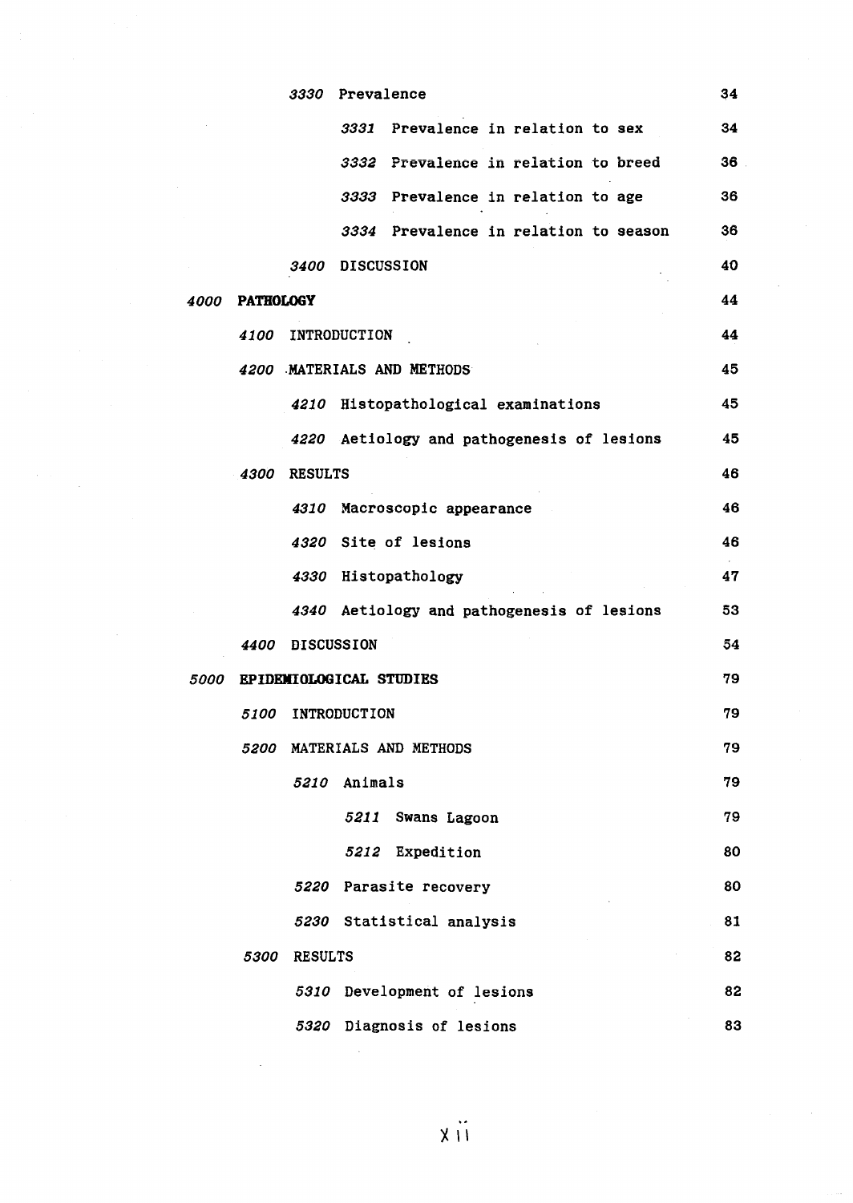*3330* Prevalence 34

*3331* Prevalence in relation to sex 34

*3332* Prevalence in relation to breed 36

*3333* Prevalence in relation to age 36

*3334* Prevalence in relation to season 36

*3400* DISCUSSION 40

*4000* **PATHOLOGY** 44

*4100* INTRODUCTION 44

*4200* MATERIALS AND METHODS 45

*4210* Histopathological examinations 45

*4220* Aetiology and pathogenesis of lesions 45

*4300* RESULTS 46

*4310* Macroscopic appearance 46

*4320* Site of lesions 46

*4330* Histopathology 47

*4340* Aetiology and pathogenesis of lesions 53

*4400* DISCUSSION 54

*5000* **EPIDEMIOLOGICAL STUDIES** 79

*5100* INTRODUCTION 79

*5200* MATERIALS AND METHODS 79

*5210* Animals 79

*5211* Swans Lagoon 79

*5212* Expedition 80

*5220* Parasite recovery 80

*5230* Statistical analysis 81

*5300* RESULTS 82

*5310* Development of lesions 82

*5320* Diagnosis of lesions 83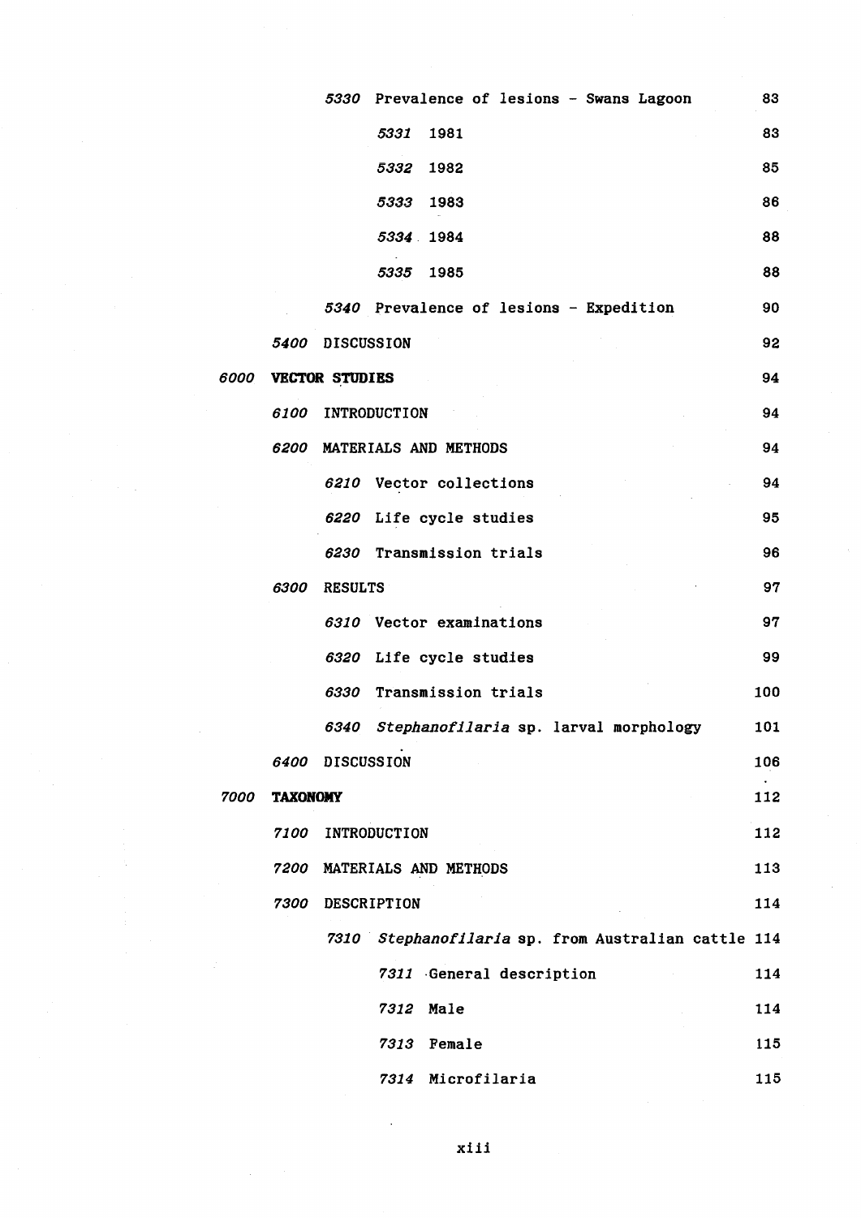*5330* Prevalence of lesions - Swans Lagoon 83

*5331* 1981 83

*5332* 1982 85

*5333* 1983 86

*5334* 1984 88

*5335* 1985 88

*5340* Prevalence of lesions - Expedition 90

*5400* DISCUSSION 92

*6000* **VECTOR STUDIES** 94

*6100* INTRODUCTION 94

*6200* MATERIALS AND METHODS 94

*6210* Vector collections 94

*6220* Life cycle studies 95

*6230* Transmission trials 96

*6300* RESULTS 97

*6310* Vector examinations 97

*6320* Life cycle studies 99

*6330* Transmission trials 100

*6340* *Stephanofilaria* sp. larval morphology 101

*6400* DISCUSSION 106

*7000* **TAXONOMY** 112

*7100* INTRODUCTION 112

*7200* MATERIALS AND METHODS 113

*7300* DESCRIPTION 114

*7310* *Stephanofilaria* sp. from Australian cattle 114

*7311* General description 114

*7312* Male 114

*7313* Female 115

*7314* Microfilaria 115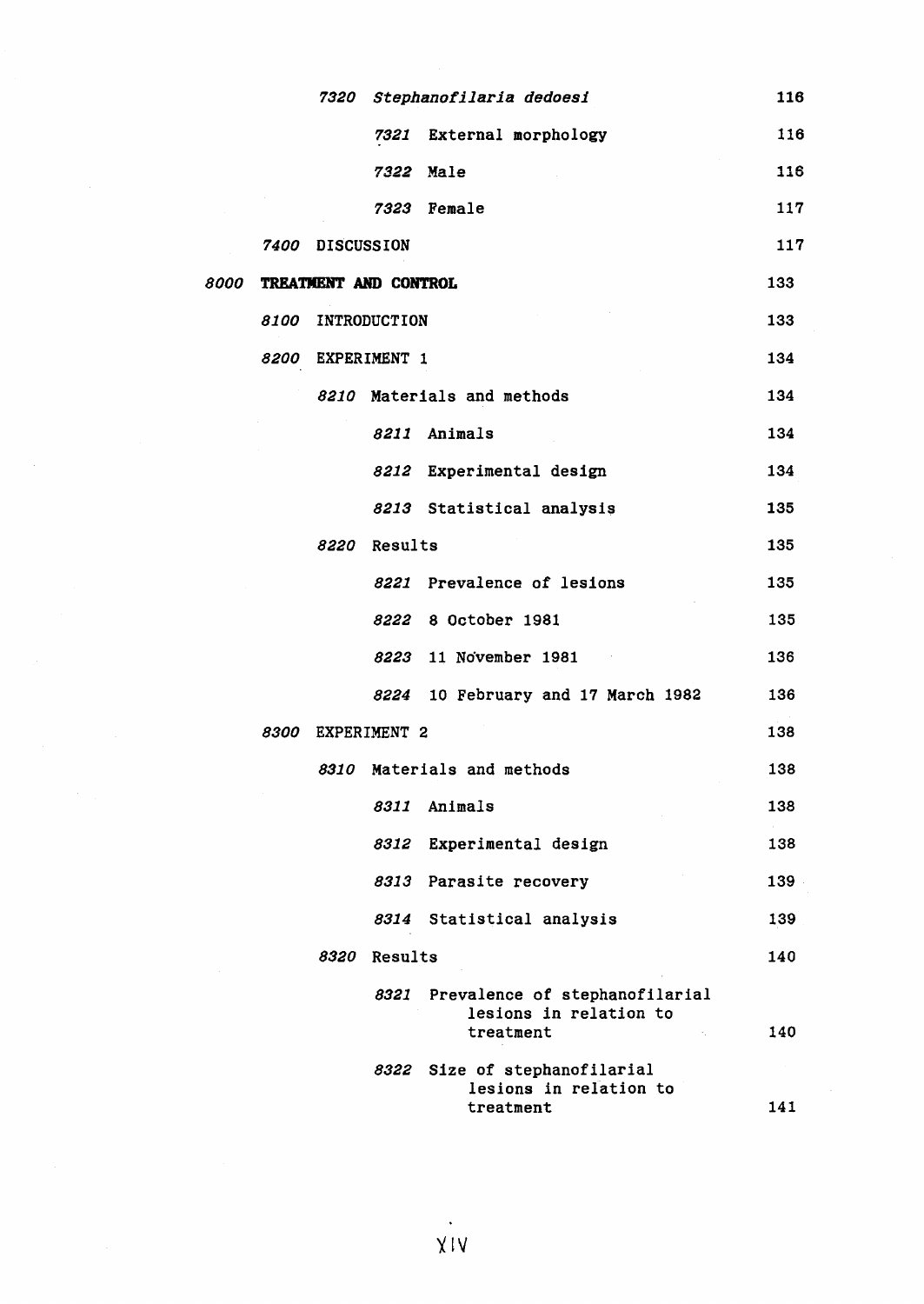*7320* *Stephanofilaria dedoesi* 116

*7321* External morphology 116

*7322* Male 116

*7323* Female 117

*7400* DISCUSSION 117

*8000* **TREATMENT AND CONTROL** 133

*8100* INTRODUCTION 133

*8200* EXPERIMENT 1 134

*8210* Materials and methods 134

*8211* Animals 134

*8212* Experimental design 134

*8213* Statistical analysis 135

*8220* Results 135

*8221* Prevalence of lesions 135

*8222* 8 October 1981 135

*8223* 11 November 1981 136

*8224* 10 February and 17 March 1982 136

*8300* EXPERIMENT 2 138

*8310* Materials and methods 138

*8311* Animals 138

*8312* Experimental design 138

*8313* Parasite recovery 139

*8314* Statistical analysis 139

*8320* Results 140

*8321* Prevalence of stephanofilarial lesions in relation to treatment 140

*8322* Size of stephanofilarial lesions in relation to treatment 141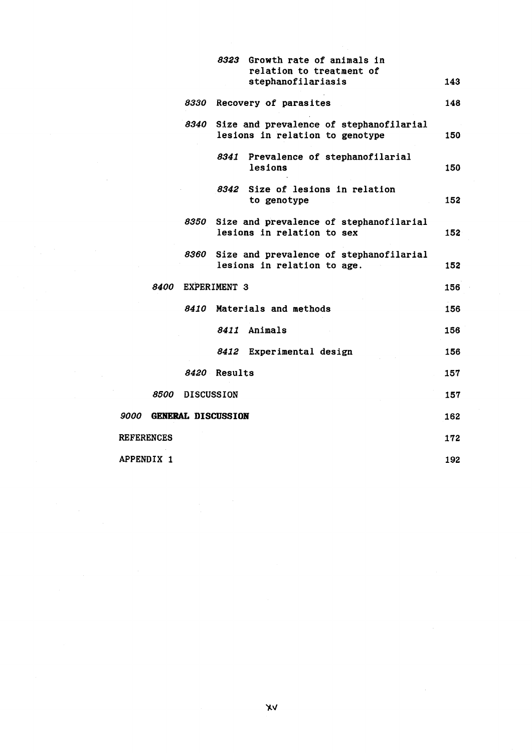*8323* Growth rate of animals in relation to treatment of stephanofilariasis 143

*8330* Recovery of parasites 148

*8340* Size and prevalence of stephanofilarial lesions in relation to genotype 150

*8341* Prevalence of stephanofilarial lesions 150

*8342* Size of lesions in relation to genotype 152

*8350* Size and prevalence of stephanofilarial lesions in relation to sex 152

*8360* Size and prevalence of stephanofilarial lesions in relation to age. 152

*8400* EXPERIMENT 3 156

*8410* Materials and methods 156

*8411* Animals 156

*8412* Experimental design 156

*8420* Results 157

*8500* DISCUSSION 157

*9000* **GENERAL DISCUSSION** 162

REFERENCES 172

APPENDIX 1 192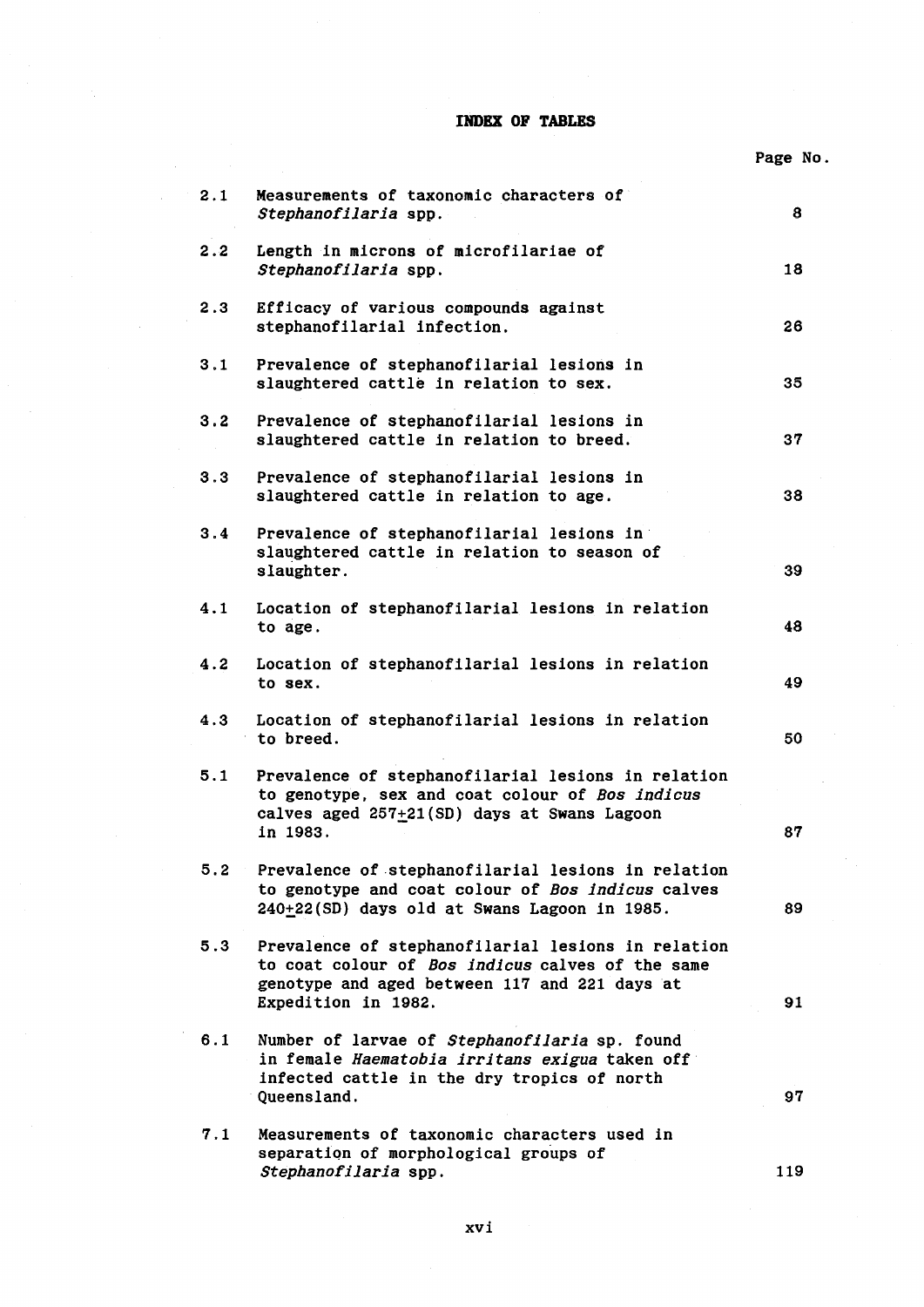# INDEX OF TABLES

| | | Page No. |
|---|---|---|
| 2.1 | Measurements of taxonomic characters of *Stephanofilaria* spp. | 8 |
| 2.2 | Length in microns of microfilariae of *Stephanofilaria* spp. | 18 |
| 2.3 | Efficacy of various compounds against stephanofilarial infection. | 26 |
| 3.1 | Prevalence of stephanofilarial lesions in slaughtered cattle in relation to sex. | 35 |
| 3.2 | Prevalence of stephanofilarial lesions in slaughtered cattle in relation to breed. | 37 |
| 3.3 | Prevalence of stephanofilarial lesions in slaughtered cattle in relation to age. | 38 |
| 3.4 | Prevalence of stephanofilarial lesions in slaughtered cattle in relation to season of slaughter. | 39 |
| 4.1 | Location of stephanofilarial lesions in relation to age. | 48 |
| 4.2 | Location of stephanofilarial lesions in relation to sex. | 49 |
| 4.3 | Location of stephanofilarial lesions in relation to breed. | 50 |
| 5.1 | Prevalence of stephanofilarial lesions in relation to genotype, sex and coat colour of *Bos indicus* calves aged 257±21(SD) days at Swans Lagoon in 1983. | 87 |
| 5.2 | Prevalence of stephanofilarial lesions in relation to genotype and coat colour of *Bos indicus* calves 240±22(SD) days old at Swans Lagoon in 1985. | 89 |
| 5.3 | Prevalence of stephanofilarial lesions in relation to coat colour of *Bos indicus* calves of the same genotype and aged between 117 and 221 days at Expedition in 1982. | 91 |
| 6.1 | Number of larvae of *Stephanofilaria* sp. found in female *Haematobia irritans exigua* taken off infected cattle in the dry tropics of north Queensland. | 97 |
| 7.1 | Measurements of taxonomic characters used in separation of morphological groups of *Stephanofilaria* spp. | 119 |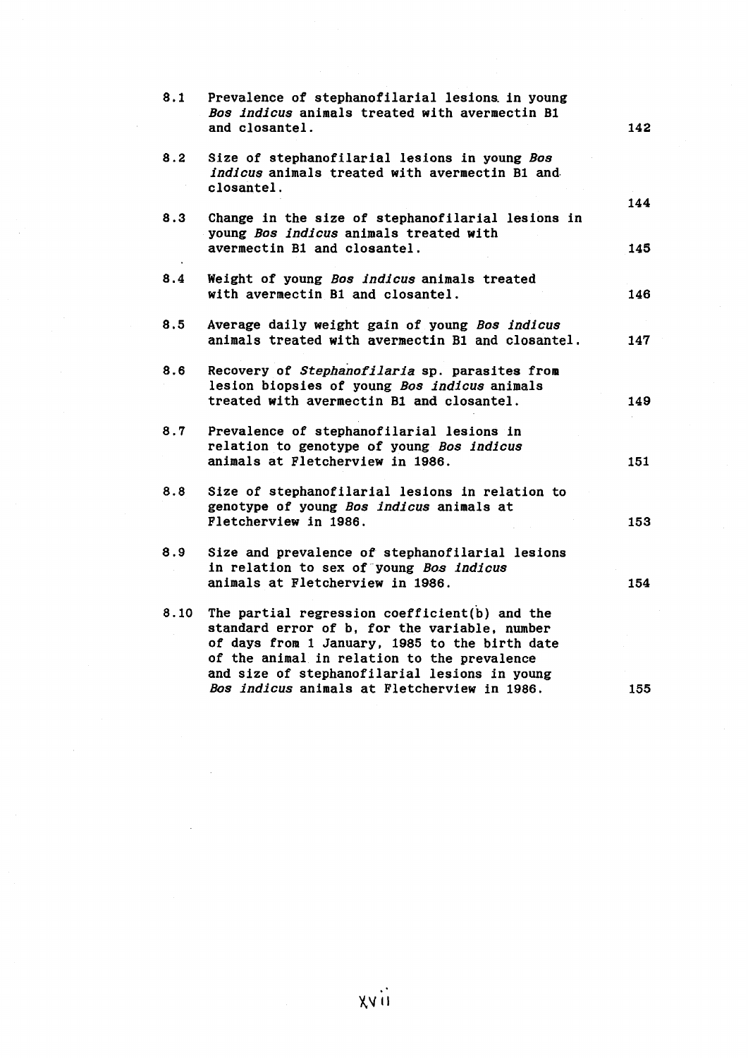| | | |
|---|---|---|
| 8.1 | Prevalence of stephanofilarial lesions in young *Bos indicus* animals treated with avermectin B1 and closantel. | 142 |
| 8.2 | Size of stephanofilarial lesions in young *Bos indicus* animals treated with avermectin B1 and closantel. | 144 |
| 8.3 | Change in the size of stephanofilarial lesions in young *Bos indicus* animals treated with avermectin B1 and closantel. | 145 |
| 8.4 | Weight of young *Bos indicus* animals treated with avermectin B1 and closantel. | 146 |
| 8.5 | Average daily weight gain of young *Bos indicus* animals treated with avermectin B1 and closantel. | 147 |
| 8.6 | Recovery of *Stephanofilaria* sp. parasites from lesion biopsies of young *Bos indicus* animals treated with avermectin B1 and closantel. | 149 |
| 8.7 | Prevalence of stephanofilarial lesions in relation to genotype of young *Bos indicus* animals at Fletcherview in 1986. | 151 |
| 8.8 | Size of stephanofilarial lesions in relation to genotype of young *Bos indicus* animals at Fletcherview in 1986. | 153 |
| 8.9 | Size and prevalence of stephanofilarial lesions in relation to sex of young *Bos indicus* animals at Fletcherview in 1986. | 154 |
| 8.10 | The partial regression coefficient(b) and the standard error of b, for the variable, number of days from 1 January, 1985 to the birth date of the animal in relation to the prevalence and size of stephanofilarial lesions in young *Bos indicus* animals at Fletcherview in 1986. | 155 |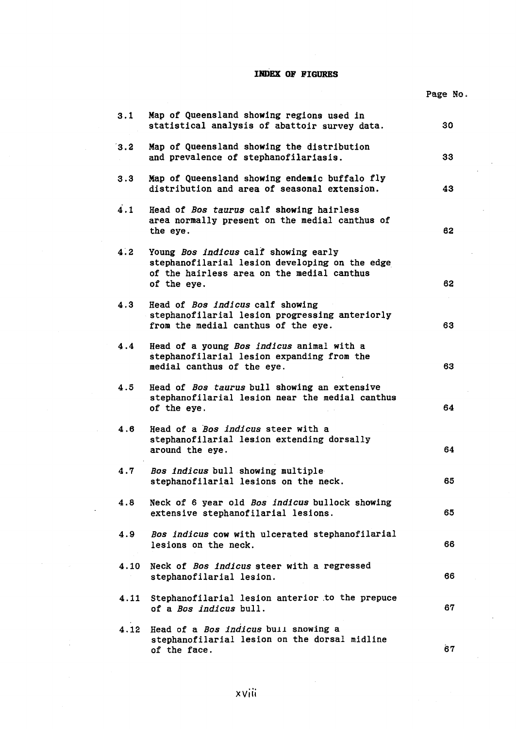# INDEX OF FIGURES

| | | Page No. |
|---|---|---|
| 3.1 | Map of Queensland showing regions used in statistical analysis of abattoir survey data. | 30 |
| 3.2 | Map of Queensland showing the distribution and prevalence of stephanofilariasis. | 33 |
| 3.3 | Map of Queensland showing endemic buffalo fly distribution and area of seasonal extension. | 43 |
| 4.1 | Head of *Bos taurus* calf showing hairless area normally present on the medial canthus of the eye. | 62 |
| 4.2 | Young *Bos indicus* calf showing early stephanofilarial lesion developing on the edge of the hairless area on the medial canthus of the eye. | 62 |
| 4.3 | Head of *Bos indicus* calf showing stephanofilarial lesion progressing anteriorly from the medial canthus of the eye. | 63 |
| 4.4 | Head of a young *Bos indicus* animal with a stephanofilarial lesion expanding from the medial canthus of the eye. | 63 |
| 4.5 | Head of *Bos taurus* bull showing an extensive stephanofilarial lesion near the medial canthus of the eye. | 64 |
| 4.6 | Head of a *Bos indicus* steer with a stephanofilarial lesion extending dorsally around the eye. | 64 |
| 4.7 | *Bos indicus* bull showing multiple stephanofilarial lesions on the neck. | 65 |
| 4.8 | Neck of 6 year old *Bos indicus* bullock showing extensive stephanofilarial lesions. | 65 |
| 4.9 | *Bos indicus* cow with ulcerated stephanofilarial lesions on the neck. | 66 |
| 4.10 | Neck of *Bos indicus* steer with a regressed stephanofilarial lesion. | 66 |
| 4.11 | Stephanofilarial lesion anterior to the prepuce of a *Bos indicus* bull. | 67 |
| 4.12 | Head of a *Bos indicus* bull showing a stephanofilarial lesion on the dorsal midline of the face. | 67 |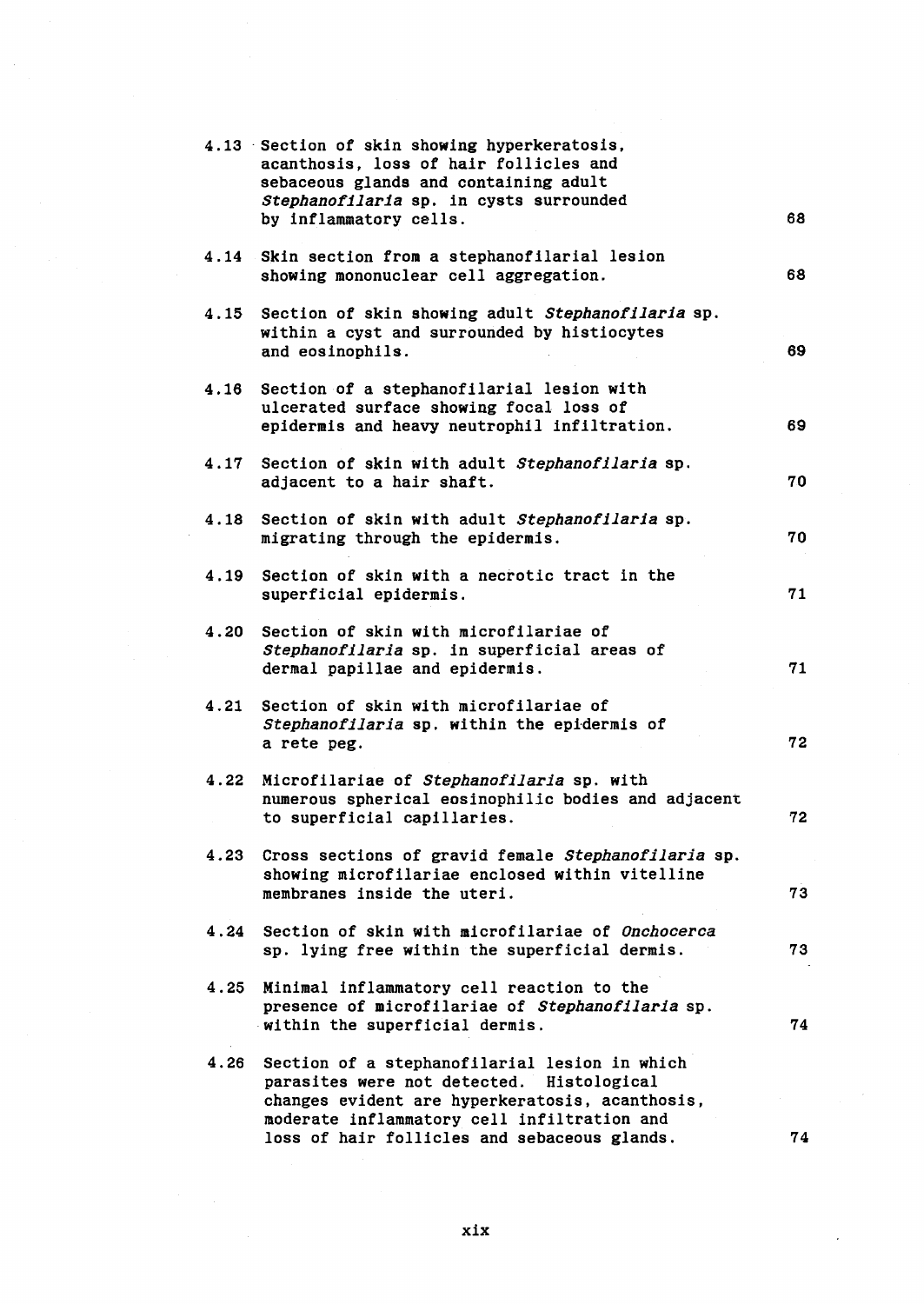| | | |
|---|---|---|
| 4.13 | Section of skin showing hyperkeratosis, acanthosis, loss of hair follicles and sebaceous glands and containing adult *Stephanofilaria* sp. in cysts surrounded by inflammatory cells. | 68 |
| 4.14 | Skin section from a stephanofilarial lesion showing mononuclear cell aggregation. | 68 |
| 4.15 | Section of skin showing adult *Stephanofilaria* sp. within a cyst and surrounded by histiocytes and eosinophils. | 69 |
| 4.16 | Section of a stephanofilarial lesion with ulcerated surface showing focal loss of epidermis and heavy neutrophil infiltration. | 69 |
| 4.17 | Section of skin with adult *Stephanofilaria* sp. adjacent to a hair shaft. | 70 |
| 4.18 | Section of skin with adult *Stephanofilaria* sp. migrating through the epidermis. | 70 |
| 4.19 | Section of skin with a necrotic tract in the superficial epidermis. | 71 |
| 4.20 | Section of skin with microfilariae of *Stephanofilaria* sp. in superficial areas of dermal papillae and epidermis. | 71 |
| 4.21 | Section of skin with microfilariae of *Stephanofilaria* sp. within the epidermis of a rete peg. | 72 |
| 4.22 | Microfilariae of *Stephanofilaria* sp. with numerous spherical eosinophilic bodies and adjacent to superficial capillaries. | 72 |
| 4.23 | Cross sections of gravid female *Stephanofilaria* sp. showing microfilariae enclosed within vitelline membranes inside the uteri. | 73 |
| 4.24 | Section of skin with microfilariae of *Onchocerca* sp. lying free within the superficial dermis. | 73 |
| 4.25 | Minimal inflammatory cell reaction to the presence of microfilariae of *Stephanofilaria* sp. within the superficial dermis. | 74 |
| 4.26 | Section of a stephanofilarial lesion in which parasites were not detected. Histological changes evident are hyperkeratosis, acanthosis, moderate inflammatory cell infiltration and loss of hair follicles and sebaceous glands. | 74 |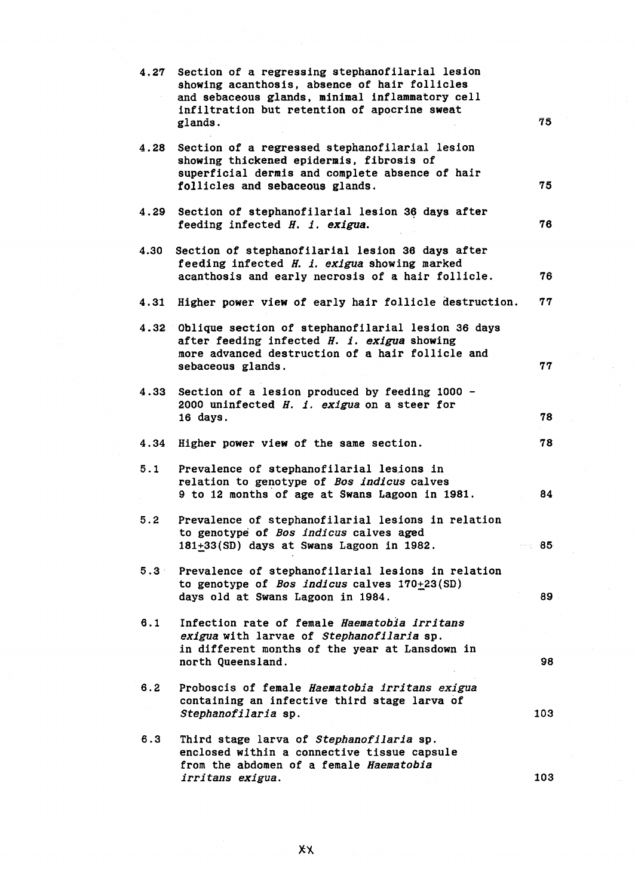| | | |
|---|---|---|
| 4.27 | Section of a regressing stephanofilarial lesion showing acanthosis, absence of hair follicles and sebaceous glands, minimal inflammatory cell infiltration but retention of apocrine sweat glands. | 75 |
| 4.28 | Section of a regressed stephanofilarial lesion showing thickened epidermis, fibrosis of superficial dermis and complete absence of hair follicles and sebaceous glands. | 75 |
| 4.29 | Section of stephanofilarial lesion 36 days after feeding infected *H. i. exigua*. | 76 |
| 4.30 | Section of stephanofilarial lesion 36 days after feeding infected *H. i. exigua* showing marked acanthosis and early necrosis of a hair follicle. | 76 |
| 4.31 | Higher power view of early hair follicle destruction. | 77 |
| 4.32 | Oblique section of stephanofilarial lesion 36 days after feeding infected *H. i. exigua* showing more advanced destruction of a hair follicle and sebaceous glands. | 77 |
| 4.33 | Section of a lesion produced by feeding 1000 - 2000 uninfected *H. i. exigua* on a steer for 16 days. | 78 |
| 4.34 | Higher power view of the same section. | 78 |
| 5.1 | Prevalence of stephanofilarial lesions in relation to genotype of *Bos indicus* calves 9 to 12 months of age at Swans Lagoon in 1981. | 84 |
| 5.2 | Prevalence of stephanofilarial lesions in relation to genotype of *Bos indicus* calves aged 181±33(SD) days at Swans Lagoon in 1982. | 85 |
| 5.3 | Prevalence of stephanofilarial lesions in relation to genotype of *Bos indicus* calves 170±23(SD) days old at Swans Lagoon in 1984. | 89 |
| 6.1 | Infection rate of female *Haematobia irritans exigua* with larvae of *Stephanofilaria* sp. in different months of the year at Lansdown in north Queensland. | 98 |
| 6.2 | Proboscis of female *Haematobia irritans exigua* containing an infective third stage larva of *Stephanofilaria* sp. | 103 |
| 6.3 | Third stage larva of *Stephanofilaria* sp. enclosed within a connective tissue capsule from the abdomen of a female *Haematobia irritans exigua*. | 103 |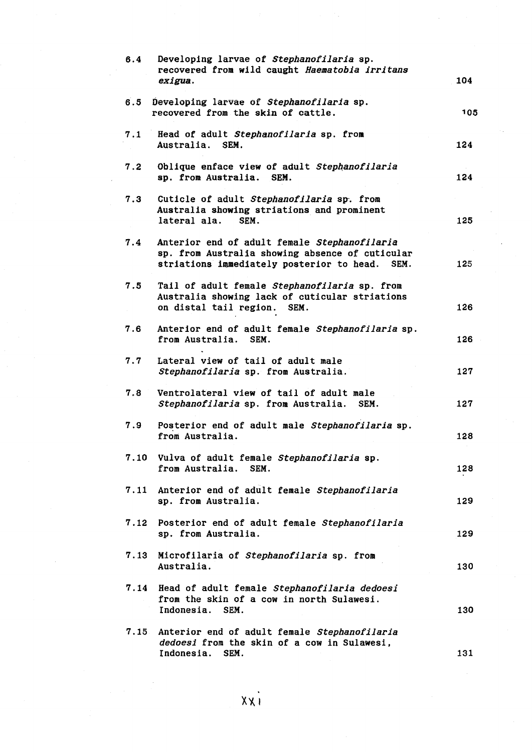| | | |
|---|---|---|
| 6.4 | Developing larvae of *Stephanofilaria* sp. recovered from wild caught *Haematobia irritans exigua*. | 104 |
| 6.5 | Developing larvae of *Stephanofilaria* sp. recovered from the skin of cattle. | 105 |
| 7.1 | Head of adult *Stephanofilaria* sp. from Australia. SEM. | 124 |
| 7.2 | Oblique enface view of adult *Stephanofilaria* sp. from Australia. SEM. | 124 |
| 7.3 | Cuticle of adult *Stephanofilaria* sp. from Australia showing striations and prominent lateral ala. SEM. | 125 |
| 7.4 | Anterior end of adult female *Stephanofilaria* sp. from Australia showing absence of cuticular striations immediately posterior to head. SEM. | 125 |
| 7.5 | Tail of adult female *Stephanofilaria* sp. from Australia showing lack of cuticular striations on distal tail region. SEM. | 126 |
| 7.6 | Anterior end of adult female *Stephanofilaria* sp. from Australia. SEM. | 126 |
| 7.7 | Lateral view of tail of adult male *Stephanofilaria* sp. from Australia. | 127 |
| 7.8 | Ventrolateral view of tail of adult male *Stephanofilaria* sp. from Australia. SEM. | 127 |
| 7.9 | Posterior end of adult male *Stephanofilaria* sp. from Australia. | 128 |
| 7.10 | Vulva of adult female *Stephanofilaria* sp. from Australia. SEM. | 128 |
| 7.11 | Anterior end of adult female *Stephanofilaria* sp. from Australia. | 129 |
| 7.12 | Posterior end of adult female *Stephanofilaria* sp. from Australia. | 129 |
| 7.13 | Microfilaria of *Stephanofilaria* sp. from Australia. | 130 |
| 7.14 | Head of adult female *Stephanofilaria dedoesi* from the skin of a cow in north Sulawesi. Indonesia. SEM. | 130 |
| 7.15 | Anterior end of adult female *Stephanofilaria dedoesi* from the skin of a cow in Sulawesi, Indonesia. SEM. | 131 |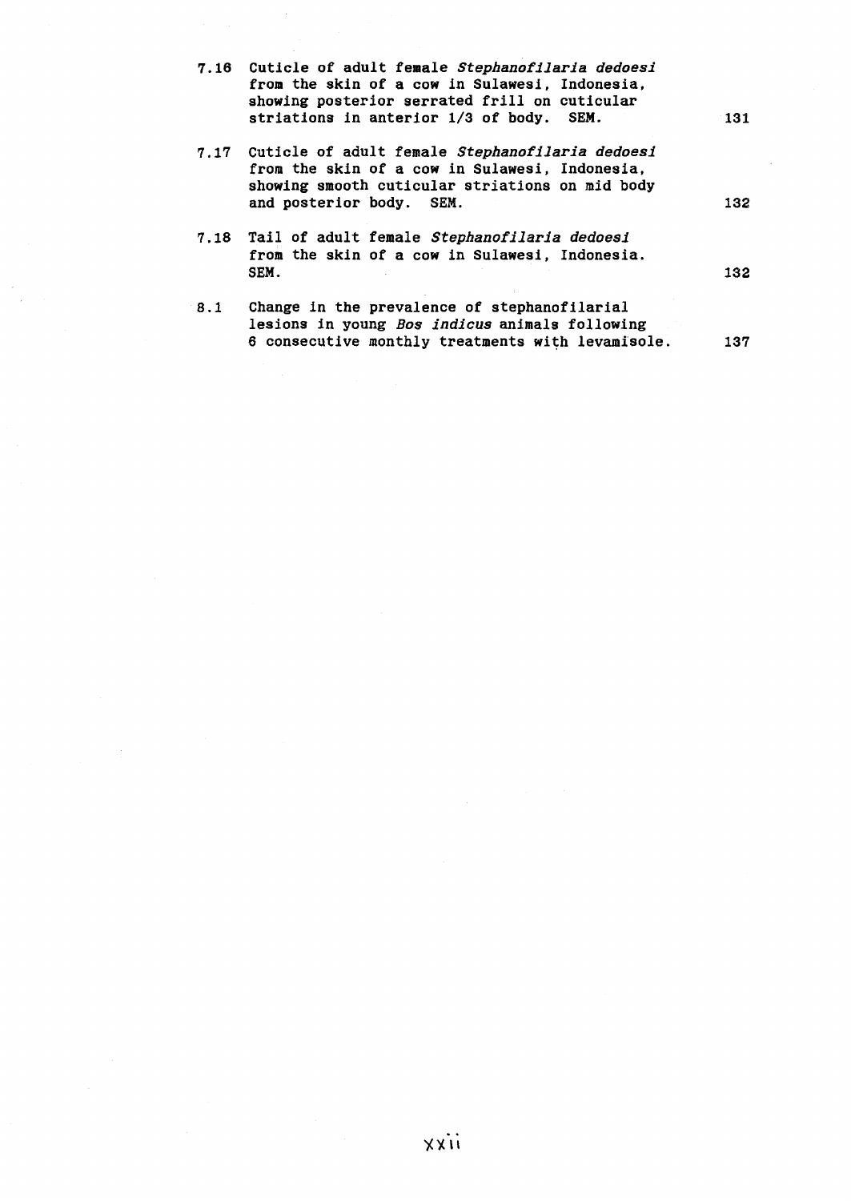| | | |
|---|---|---|
| 7.16 | Cuticle of adult female *Stephanofilaria dedoesi* from the skin of a cow in Sulawesi, Indonesia, showing posterior serrated frill on cuticular striations in anterior 1/3 of body. SEM. | 131 |
| 7.17 | Cuticle of adult female *Stephanofilaria dedoesi* from the skin of a cow in Sulawesi, Indonesia, showing smooth cuticular striations on mid body and posterior body. SEM. | 132 |
| 7.18 | Tail of adult female *Stephanofilaria dedoesi* from the skin of a cow in Sulawesi, Indonesia. SEM. | 132 |
| 8.1 | Change in the prevalence of stephanofilarial lesions in young *Bos indicus* animals following 6 consecutive monthly treatments with levamisole. | 137 |